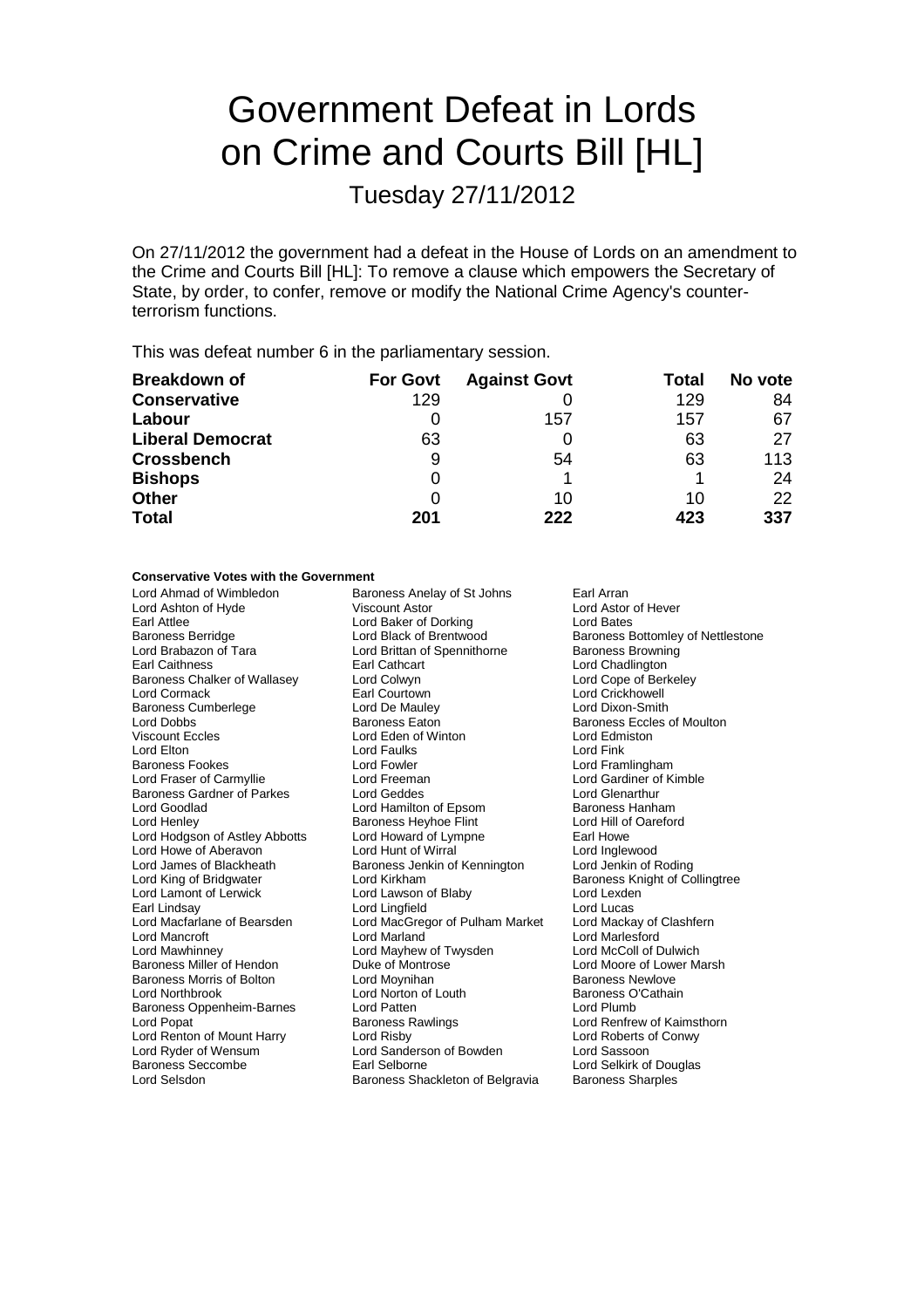# Government Defeat in Lords on Crime and Courts Bill [HL]

## Tuesday 27/11/2012

On 27/11/2012 the government had a defeat in the House of Lords on an amendment to the Crime and Courts Bill [HL]: To remove a clause which empowers the Secretary of State, by order, to confer, remove or modify the National Crime Agency's counter-terrorism functions.

This was defeat number 6 in the parliamentary session.

| **Breakdown of** | **For Govt** | **Against Govt** | **Total** | **No vote** |
|---|---|---|---|---|
| **Conservative** | 129 | 0 | 129 | 84 |
| **Labour** | 0 | 157 | 157 | 67 |
| **Liberal Democrat** | 63 | 0 | 63 | 27 |
| **Crossbench** | 9 | 54 | 63 | 113 |
| **Bishops** | 0 | 1 | 1 | 24 |
| **Other** | 0 | 10 | 10 | 22 |
| **Total** | **201** | **222** | **423** | **337** |

**Conservative Votes with the Government**

Lord Ahmad of Wimbledon
Baroness Anelay of St Johns
Earl Arran
Lord Ashton of Hyde
Viscount Astor
Lord Astor of Hever
Earl Attlee
Lord Baker of Dorking
Lord Bates
Baroness Berridge
Lord Black of Brentwood
Baroness Bottomley of Nettlestone
Lord Brabazon of Tara
Lord Brittan of Spennithorne
Baroness Browning
Earl Caithness
Earl Cathcart
Lord Chadlington
Baroness Chalker of Wallasey
Lord Colwyn
Lord Cope of Berkeley
Lord Cormack
Earl Courtown
Lord Crickhowell
Baroness Cumberlege
Lord De Mauley
Lord Dixon-Smith
Lord Dobbs
Baroness Eaton
Baroness Eccles of Moulton
Viscount Eccles
Lord Eden of Winton
Lord Edmiston
Lord Elton
Lord Faulks
Lord Fink
Baroness Fookes
Lord Fowler
Lord Framlingham
Lord Fraser of Carmyllie
Lord Freeman
Lord Gardiner of Kimble
Baroness Gardner of Parkes
Lord Geddes
Lord Glenarthur
Lord Goodlad
Lord Hamilton of Epsom
Baroness Hanham
Lord Henley
Baroness Heyhoe Flint
Lord Hill of Oareford
Lord Hodgson of Astley Abbotts
Lord Howard of Lympne
Earl Howe
Lord Howe of Aberavon
Lord Hunt of Wirral
Lord Inglewood
Lord James of Blackheath
Baroness Jenkin of Kennington
Lord Jenkin of Roding
Lord King of Bridgwater
Lord Kirkham
Baroness Knight of Collingtree
Lord Lamont of Lerwick
Lord Lawson of Blaby
Lord Lexden
Earl Lindsay
Lord Lingfield
Lord Lucas
Lord Macfarlane of Bearsden
Lord MacGregor of Pulham Market
Lord Mackay of Clashfern
Lord Mancroft
Lord Marland
Lord Marlesford
Lord Mawhinney
Lord Mayhew of Twysden
Lord McColl of Dulwich
Baroness Miller of Hendon
Duke of Montrose
Lord Moore of Lower Marsh
Baroness Morris of Bolton
Lord Moynihan
Baroness Newlove
Lord Northbrook
Lord Norton of Louth
Baroness O'Cathain
Baroness Oppenheim-Barnes
Lord Patten
Lord Plumb
Lord Popat
Baroness Rawlings
Lord Renfrew of Kaimsthorn
Lord Renton of Mount Harry
Lord Risby
Lord Roberts of Conwy
Lord Ryder of Wensum
Lord Sanderson of Bowden
Lord Sassoon
Baroness Seccombe
Earl Selborne
Lord Selkirk of Douglas
Lord Selsdon
Baroness Shackleton of Belgravia
Baroness Sharples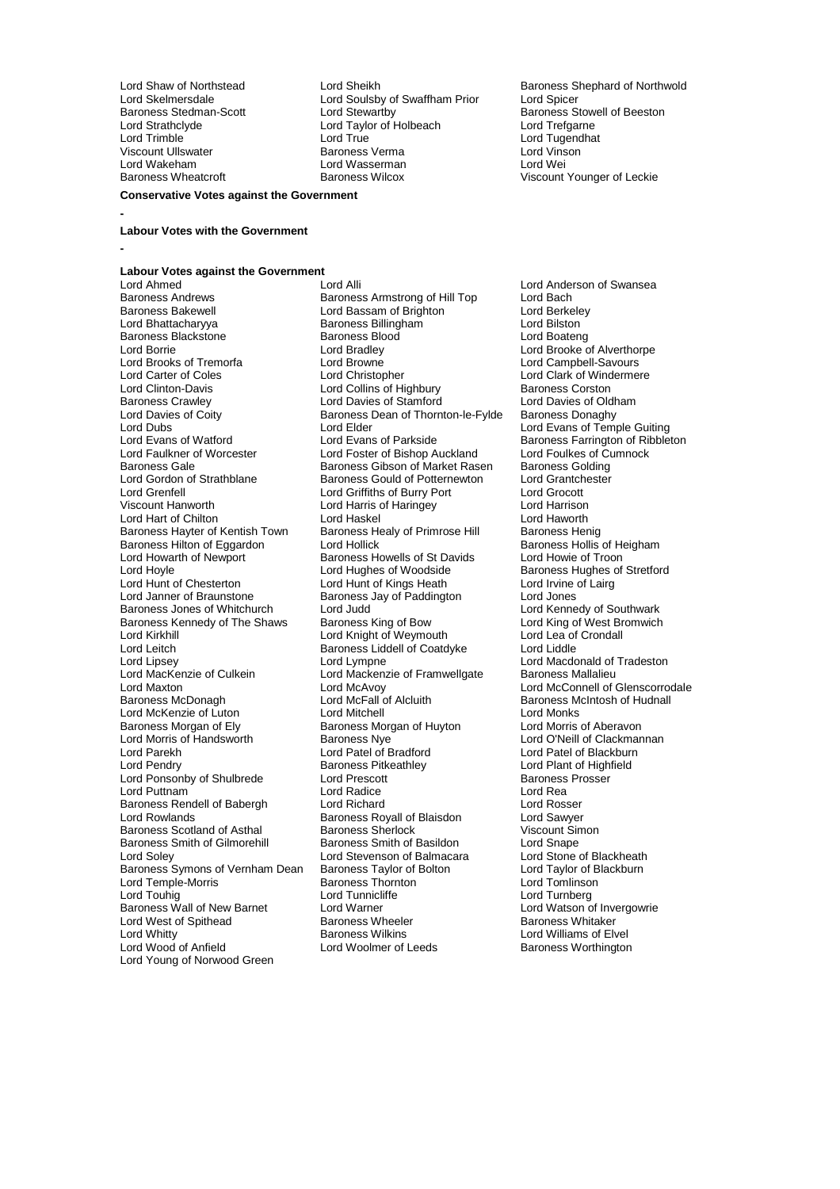Lord Shaw of Northstead
Lord Sheikh
Baroness Shephard of Northwold
Lord Skelmersdale
Lord Soulsby of Swaffham Prior
Lord Spicer
Baroness Stedman-Scott
Lord Stewartby
Baroness Stowell of Beeston
Lord Strathclyde
Lord Taylor of Holbeach
Lord Trefgarne
Lord Trimble
Lord True
Lord Tugendhat
Viscount Ullswater
Baroness Verma
Lord Vinson
Lord Wakeham
Lord Wasserman
Lord Wei
Baroness Wheatcroft
Baroness Wilcox
Viscount Younger of Leckie

**Conservative Votes against the Government**

-

**Labour Votes with the Government**

-

**Labour Votes against the Government**

Lord Ahmed
Lord Alli
Lord Anderson of Swansea
Baroness Andrews
Baroness Armstrong of Hill Top
Lord Bach
Baroness Bakewell
Lord Bassam of Brighton
Lord Berkeley
Lord Bhattacharyya
Baroness Billingham
Lord Bilston
Baroness Blackstone
Baroness Blood
Lord Boateng
Lord Borrie
Lord Bradley
Lord Brooke of Alverthorpe
Lord Brooks of Tremorfa
Lord Browne
Lord Campbell-Savours
Lord Carter of Coles
Lord Christopher
Lord Clark of Windermere
Lord Clinton-Davis
Lord Collins of Highbury
Baroness Corston
Baroness Crawley
Lord Davies of Stamford
Lord Davies of Oldham
Lord Davies of Coity
Baroness Dean of Thornton-le-Fylde
Baroness Donaghy
Lord Dubs
Lord Elder
Lord Evans of Temple Guiting
Lord Evans of Watford
Lord Evans of Parkside
Baroness Farrington of Ribbleton
Lord Faulkner of Worcester
Lord Foster of Bishop Auckland
Lord Foulkes of Cumnock
Baroness Gale
Baroness Gibson of Market Rasen
Baroness Golding
Lord Gordon of Strathblane
Baroness Gould of Potternewton
Lord Grantchester
Lord Grenfell
Lord Griffiths of Burry Port
Lord Grocott
Viscount Hanworth
Lord Harris of Haringey
Lord Harrison
Lord Hart of Chilton
Lord Haskel
Lord Haworth
Baroness Hayter of Kentish Town
Baroness Healy of Primrose Hill
Baroness Henig
Baroness Hilton of Eggardon
Lord Hollick
Baroness Hollis of Heigham
Lord Howarth of Newport
Baroness Howells of St Davids
Lord Howie of Troon
Lord Hoyle
Lord Hughes of Woodside
Baroness Hughes of Stretford
Lord Hunt of Chesterton
Lord Hunt of Kings Heath
Lord Irvine of Lairg
Lord Janner of Braunstone
Baroness Jay of Paddington
Lord Jones
Baroness Jones of Whitchurch
Lord Judd
Lord Kennedy of Southwark
Baroness Kennedy of The Shaws
Baroness King of Bow
Lord King of West Bromwich
Lord Kirkhill
Lord Knight of Weymouth
Lord Lea of Crondall
Lord Leitch
Baroness Liddell of Coatdyke
Lord Liddle
Lord Lipsey
Lord Lympne
Lord Macdonald of Tradeston
Lord MacKenzie of Culkein
Lord Mackenzie of Framwellgate
Baroness Mallalieu
Lord Maxton
Lord McAvoy
Lord McConnell of Glenscorrodale
Baroness McDonagh
Lord McFall of Alcluith
Baroness McIntosh of Hudnall
Lord McKenzie of Luton
Lord Mitchell
Lord Monks
Baroness Morgan of Ely
Baroness Morgan of Huyton
Lord Morris of Aberavon
Lord Morris of Handsworth
Baroness Nye
Lord O'Neill of Clackmannan
Lord Parekh
Lord Patel of Bradford
Lord Patel of Blackburn
Lord Pendry
Baroness Pitkeathley
Lord Plant of Highfield
Lord Ponsonby of Shulbrede
Lord Prescott
Baroness Prosser
Lord Puttnam
Lord Radice
Lord Rea
Baroness Rendell of Babergh
Lord Richard
Lord Rosser
Lord Rowlands
Baroness Royall of Blaisdon
Lord Sawyer
Baroness Scotland of Asthal
Baroness Sherlock
Viscount Simon
Baroness Smith of Gilmorehill
Baroness Smith of Basildon
Lord Snape
Lord Soley
Lord Stevenson of Balmacara
Lord Stone of Blackheath
Baroness Symons of Vernham Dean
Baroness Taylor of Bolton
Lord Taylor of Blackburn
Lord Temple-Morris
Baroness Thornton
Lord Tomlinson
Lord Touhig
Lord Tunnicliffe
Lord Turnberg
Baroness Wall of New Barnet
Lord Warner
Lord Watson of Invergowrie
Lord West of Spithead
Baroness Wheeler
Baroness Whitaker
Lord Whitty
Baroness Wilkins
Lord Williams of Elvel
Lord Wood of Anfield
Lord Woolmer of Leeds
Baroness Worthington
Lord Young of Norwood Green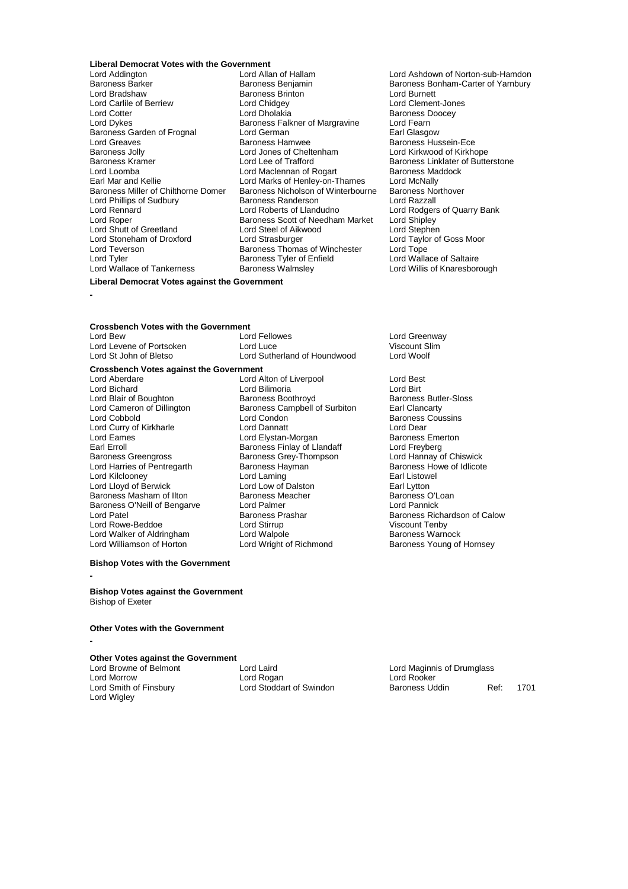**Liberal Democrat Votes with the Government**

Lord Addington, Lord Allan of Hallam, Lord Ashdown of Norton-sub-Hamdon, Baroness Barker, Baroness Benjamin, Baroness Bonham-Carter of Yarnbury, Lord Bradshaw, Baroness Brinton, Lord Burnett, Lord Carlile of Berriew, Lord Chidgey, Lord Clement-Jones, Lord Cotter, Lord Dholakia, Baroness Doocey, Lord Dykes, Baroness Falkner of Margravine, Lord Fearn, Baroness Garden of Frognal, Lord German, Earl Glasgow, Lord Greaves, Baroness Hamwee, Baroness Hussein-Ece, Baroness Jolly, Lord Jones of Cheltenham, Lord Kirkwood of Kirkhope, Baroness Kramer, Lord Lee of Trafford, Baroness Linklater of Butterstone, Lord Loomba, Lord Maclennan of Rogart, Baroness Maddock, Earl Mar and Kellie, Lord Marks of Henley-on-Thames, Lord McNally, Baroness Miller of Chilthorne Domer, Baroness Nicholson of Winterbourne, Baroness Northover, Lord Phillips of Sudbury, Baroness Randerson, Lord Razzall, Lord Rennard, Lord Roberts of Llandudno, Lord Rodgers of Quarry Bank, Lord Roper, Baroness Scott of Needham Market, Lord Shipley, Lord Shutt of Greetland, Lord Steel of Aikwood, Lord Stephen, Lord Stoneham of Droxford, Lord Strasburger, Lord Taylor of Goss Moor, Lord Teverson, Baroness Thomas of Winchester, Lord Tope, Lord Tyler, Baroness Tyler of Enfield, Lord Wallace of Saltaire, Lord Wallace of Tankerness, Baroness Walmsley, Lord Willis of Knaresborough

**Liberal Democrat Votes against the Government**

-

**Crossbench Votes with the Government**

Lord Bew, Lord Fellowes, Lord Greenway, Lord Levene of Portsoken, Lord Luce, Viscount Slim, Lord St John of Bletso, Lord Sutherland of Houndwood, Lord Woolf

**Crossbench Votes against the Government**

Lord Aberdare, Lord Alton of Liverpool, Lord Best, Lord Bichard, Lord Bilimoria, Lord Birt, Lord Blair of Boughton, Baroness Boothroyd, Baroness Butler-Sloss, Lord Cameron of Dillington, Baroness Campbell of Surbiton, Earl Clancarty, Lord Cobbold, Lord Condon, Baroness Coussins, Lord Curry of Kirkharle, Lord Dannatt, Lord Dear, Lord Eames, Lord Elystan-Morgan, Baroness Emerton, Earl Erroll, Baroness Finlay of Llandaff, Lord Freyberg, Baroness Greengross, Baroness Grey-Thompson, Lord Hannay of Chiswick, Lord Harries of Pentregarth, Baroness Hayman, Baroness Howe of Idlicote, Lord Kilclooney, Lord Laming, Earl Listowel, Lord Lloyd of Berwick, Lord Low of Dalston, Earl Lytton, Baroness Masham of Ilton, Baroness Meacher, Baroness O'Loan, Baroness O'Neill of Bengarve, Lord Palmer, Lord Pannick, Lord Patel, Baroness Prashar, Baroness Richardson of Calow, Lord Rowe-Beddoe, Lord Stirrup, Viscount Tenby, Lord Walker of Aldringham, Lord Walpole, Baroness Warnock, Lord Williamson of Horton, Lord Wright of Richmond, Baroness Young of Hornsey

**Bishop Votes with the Government**

-

**Bishop Votes against the Government**

Bishop of Exeter

**Other Votes with the Government**

-

**Other Votes against the Government**

Lord Browne of Belmont, Lord Laird, Lord Maginnis of Drumglass, Lord Morrow, Lord Rogan, Lord Rooker, Lord Smith of Finsbury, Lord Stoddart of Swindon, Baroness Uddin, Lord Wigley

Ref: 1701